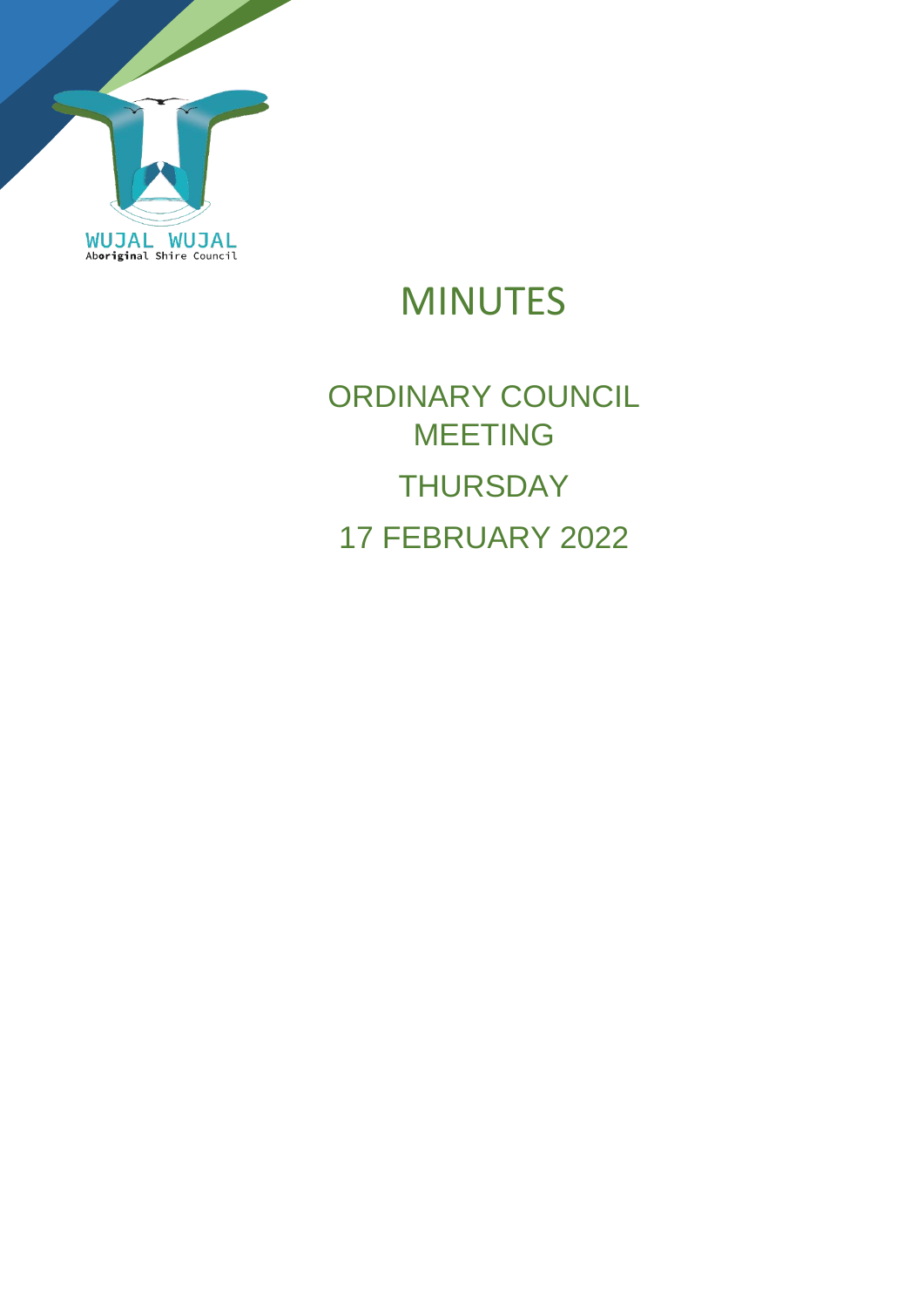WUJAL WUJAL
Aboriginal Shire Council

# MINUTES

## ORDINARY COUNCIL MEETING

## THURSDAY

## 17 FEBRUARY 2022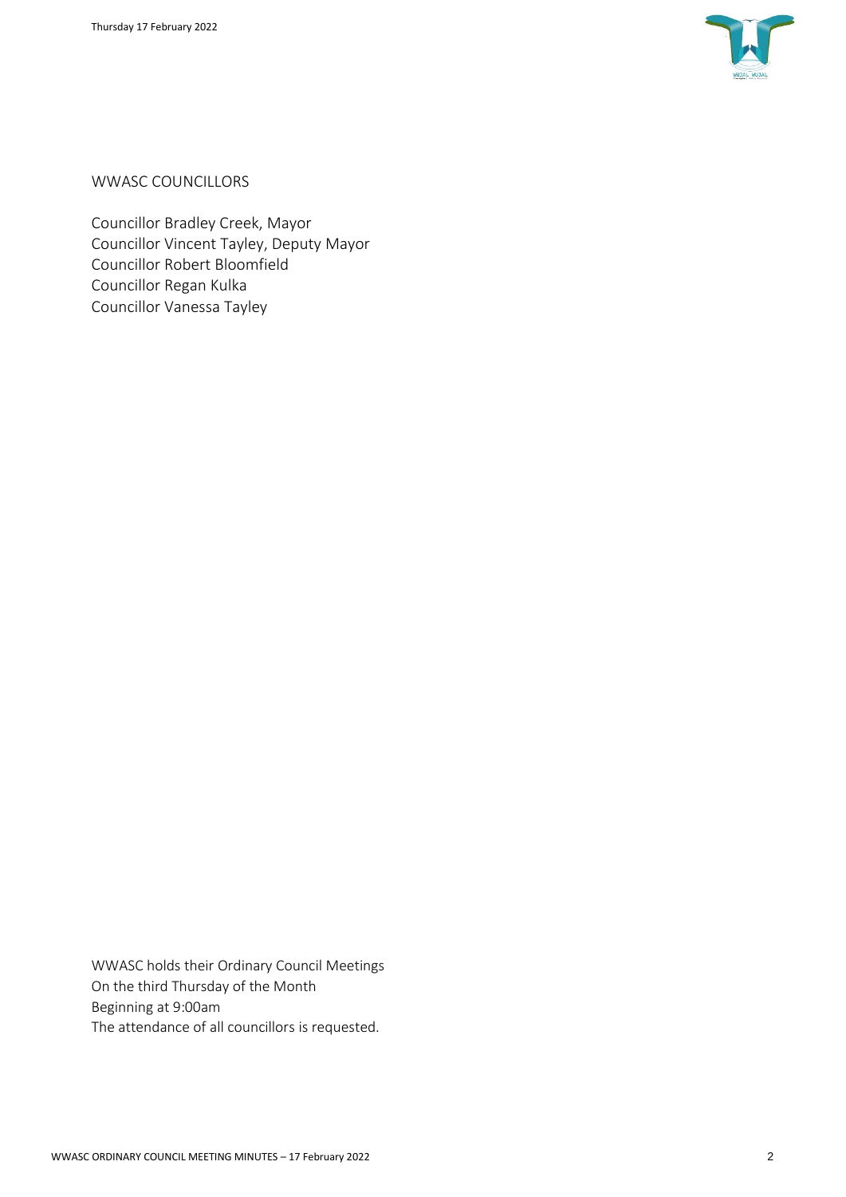## WWASC COUNCILLORS

Councillor Bradley Creek, Mayor
Councillor Vincent Tayley, Deputy Mayor
Councillor Robert Bloomfield
Councillor Regan Kulka
Councillor Vanessa Tayley

WWASC holds their Ordinary Council Meetings
On the third Thursday of the Month
Beginning at 9:00am
The attendance of all councillors is requested.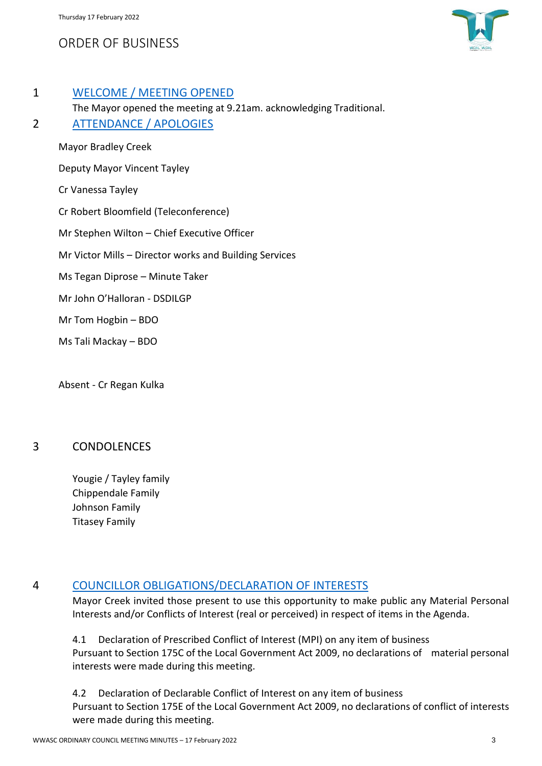# ORDER OF BUSINESS

## 1 WELCOME / MEETING OPENED

The Mayor opened the meeting at 9.21am. acknowledging Traditional.

## 2 ATTENDANCE / APOLOGIES

Mayor Bradley Creek

Deputy Mayor Vincent Tayley

Cr Vanessa Tayley

Cr Robert Bloomfield (Teleconference)

Mr Stephen Wilton – Chief Executive Officer

Mr Victor Mills – Director works and Building Services

Ms Tegan Diprose – Minute Taker

Mr John O'Halloran - DSDILGP

Mr Tom Hogbin – BDO

Ms Tali Mackay – BDO

Absent - Cr Regan Kulka

## 3 CONDOLENCES

Yougie / Tayley family
Chippendale Family
Johnson Family
Titasey Family

## 4 COUNCILLOR OBLIGATIONS/DECLARATION OF INTERESTS

Mayor Creek invited those present to use this opportunity to make public any Material Personal Interests and/or Conflicts of Interest (real or perceived) in respect of items in the Agenda.

4.1 Declaration of Prescribed Conflict of Interest (MPI) on any item of business
Pursuant to Section 175C of the Local Government Act 2009, no declarations of material personal interests were made during this meeting.

4.2 Declaration of Declarable Conflict of Interest on any item of business
Pursuant to Section 175E of the Local Government Act 2009, no declarations of conflict of interests were made during this meeting.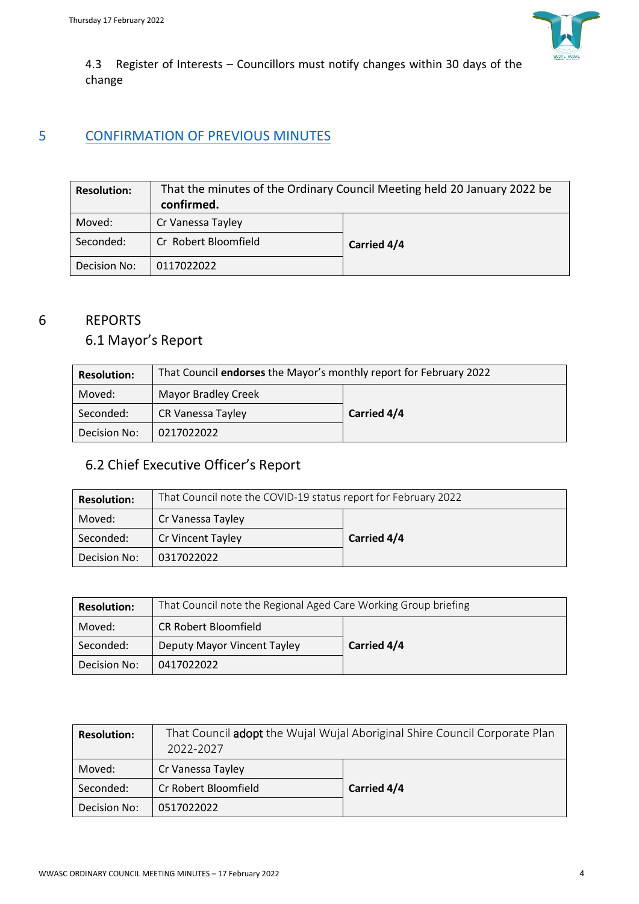4.3 Register of Interests – Councillors must notify changes within 30 days of the change

# 5 CONFIRMATION OF PREVIOUS MINUTES

| Resolution: | That the minutes of the Ordinary Council Meeting held 20 January 2022 be **confirmed.** | |
|---|---|---|
| Moved: | Cr Vanessa Tayley | **Carried 4/4** |
| Seconded: | Cr Robert Bloomfield | |
| Decision No: | 0117022022 | |

# 6 REPORTS

## 6.1 Mayor's Report

| Resolution: | That Council **endorses** the Mayor's monthly report for February 2022 | |
|---|---|---|
| Moved: | Mayor Bradley Creek | **Carried 4/4** |
| Seconded: | CR Vanessa Tayley | |
| Decision No: | 0217022022 | |

## 6.2 Chief Executive Officer's Report

| Resolution: | That Council note the COVID-19 status report for February 2022 | |
|---|---|---|
| Moved: | Cr Vanessa Tayley | **Carried 4/4** |
| Seconded: | Cr Vincent Tayley | |
| Decision No: | 0317022022 | |

| Resolution: | That Council note the Regional Aged Care Working Group briefing | |
|---|---|---|
| Moved: | CR Robert Bloomfield | **Carried 4/4** |
| Seconded: | Deputy Mayor Vincent Tayley | |
| Decision No: | 0417022022 | |

| Resolution: | That Council **adopt** the Wujal Wujal Aboriginal Shire Council Corporate Plan 2022-2027 | |
|---|---|---|
| Moved: | Cr Vanessa Tayley | **Carried 4/4** |
| Seconded: | Cr Robert Bloomfield | |
| Decision No: | 0517022022 | |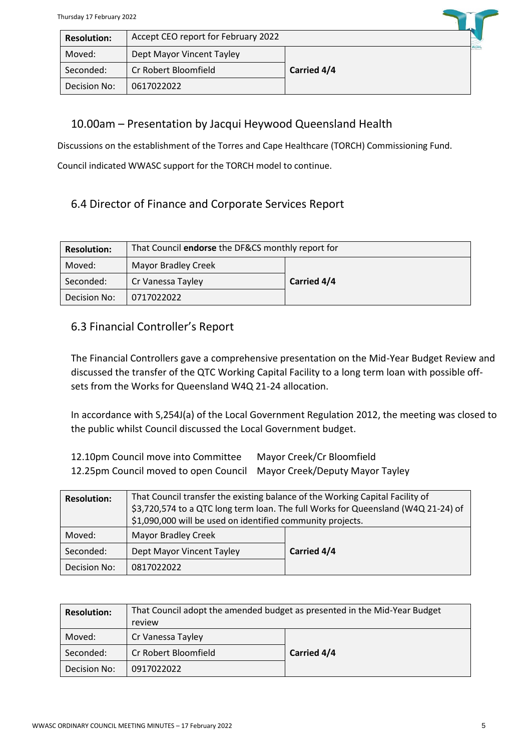| Resolution: | Accept CEO report for February 2022 | |
|---|---|---|
| Moved: | Dept Mayor Vincent Tayley | Carried 4/4 |
| Seconded: | Cr Robert Bloomfield | |
| Decision No: | 0617022022 | |

## 10.00am – Presentation by Jacqui Heywood Queensland Health

Discussions on the establishment of the Torres and Cape Healthcare (TORCH) Commissioning Fund.

Council indicated WWASC support for the TORCH model to continue.

## 6.4 Director of Finance and Corporate Services Report

| Resolution: | That Council **endorse** the DF&CS monthly report for | |
|---|---|---|
| Moved: | Mayor Bradley Creek | Carried 4/4 |
| Seconded: | Cr Vanessa Tayley | |
| Decision No: | 0717022022 | |

## 6.3 Financial Controller's Report

The Financial Controllers gave a comprehensive presentation on the Mid-Year Budget Review and discussed the transfer of the QTC Working Capital Facility to a long term loan with possible off-sets from the Works for Queensland W4Q 21-24 allocation.

In accordance with S,254J(a) of the Local Government Regulation 2012, the meeting was closed to the public whilst Council discussed the Local Government budget.

12.10pm Council move into Committee — Mayor Creek/Cr Bloomfield
12.25pm Council moved to open Council — Mayor Creek/Deputy Mayor Tayley

| Resolution: | That Council transfer the existing balance of the Working Capital Facility of \$3,720,574 to a QTC long term loan. The full Works for Queensland (W4Q 21-24) of \$1,090,000 will be used on identified community projects. | |
|---|---|---|
| Moved: | Mayor Bradley Creek | Carried 4/4 |
| Seconded: | Dept Mayor Vincent Tayley | |
| Decision No: | 0817022022 | |

| Resolution: | That Council adopt the amended budget as presented in the Mid-Year Budget review | |
|---|---|---|
| Moved: | Cr Vanessa Tayley | Carried 4/4 |
| Seconded: | Cr Robert Bloomfield | |
| Decision No: | 0917022022 | |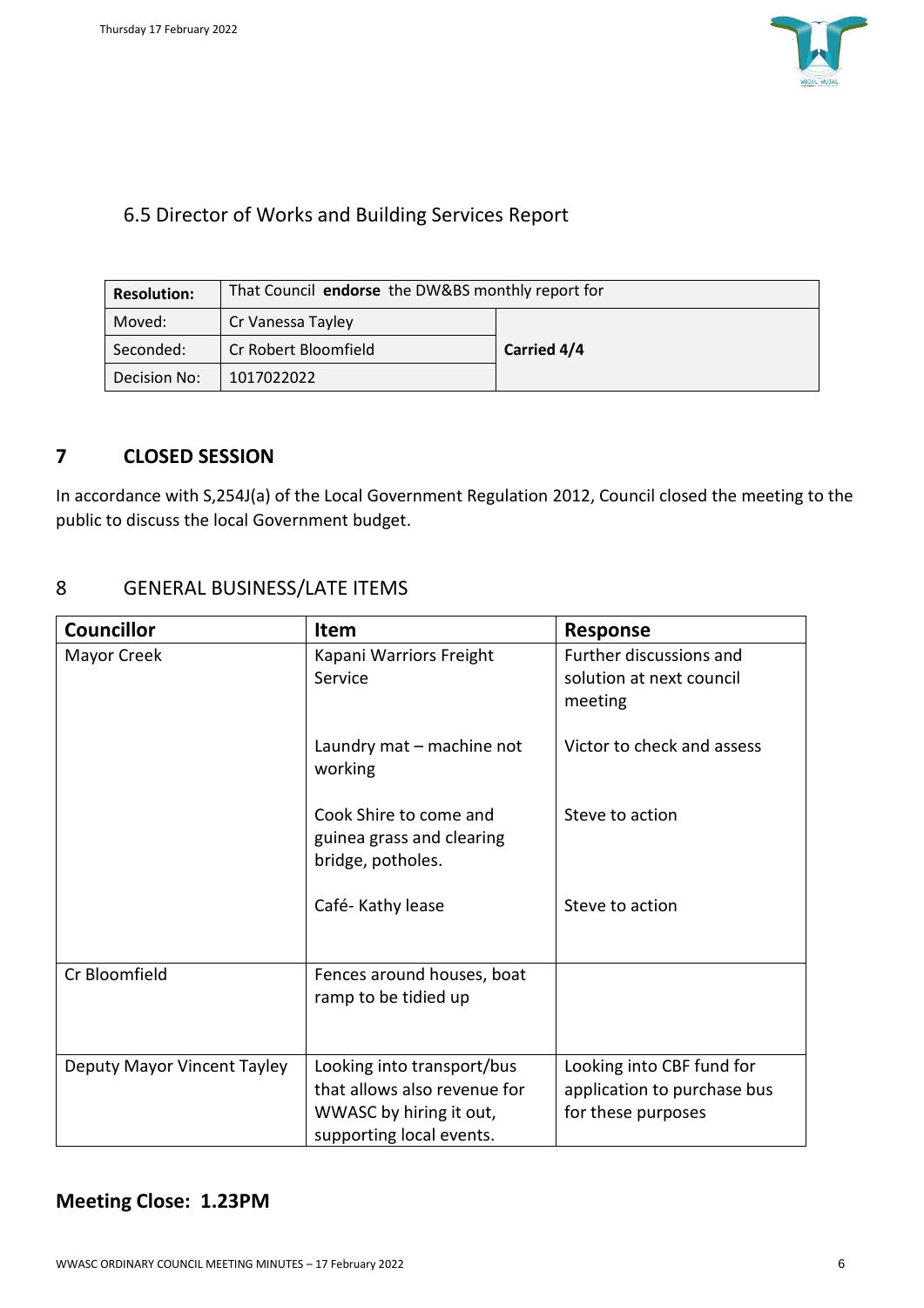## 6.5 Director of Works and Building Services Report

| **Resolution:** | That Council **endorse** the DW&BS monthly report for | |
|---|---|---|
| Moved: | Cr Vanessa Tayley | **Carried 4/4** |
| Seconded: | Cr Robert Bloomfield | |
| Decision No: | 1017022022 | |

## 7 CLOSED SESSION

In accordance with S,254J(a) of the Local Government Regulation 2012, Council closed the meeting to the public to discuss the local Government budget.

## 8 GENERAL BUSINESS/LATE ITEMS

| Councillor | Item | Response |
|---|---|---|
| Mayor Creek | Kapani Warriors Freight Service | Further discussions and solution at next council meeting |
| | Laundry mat – machine not working | Victor to check and assess |
| | Cook Shire to come and guinea grass and clearing bridge, potholes. | Steve to action |
| | Café- Kathy lease | Steve to action |
| Cr Bloomfield | Fences around houses, boat ramp to be tidied up | |
| Deputy Mayor Vincent Tayley | Looking into transport/bus that allows also revenue for WWASC by hiring it out, supporting local events. | Looking into CBF fund for application to purchase bus for these purposes |

## Meeting Close: 1.23PM